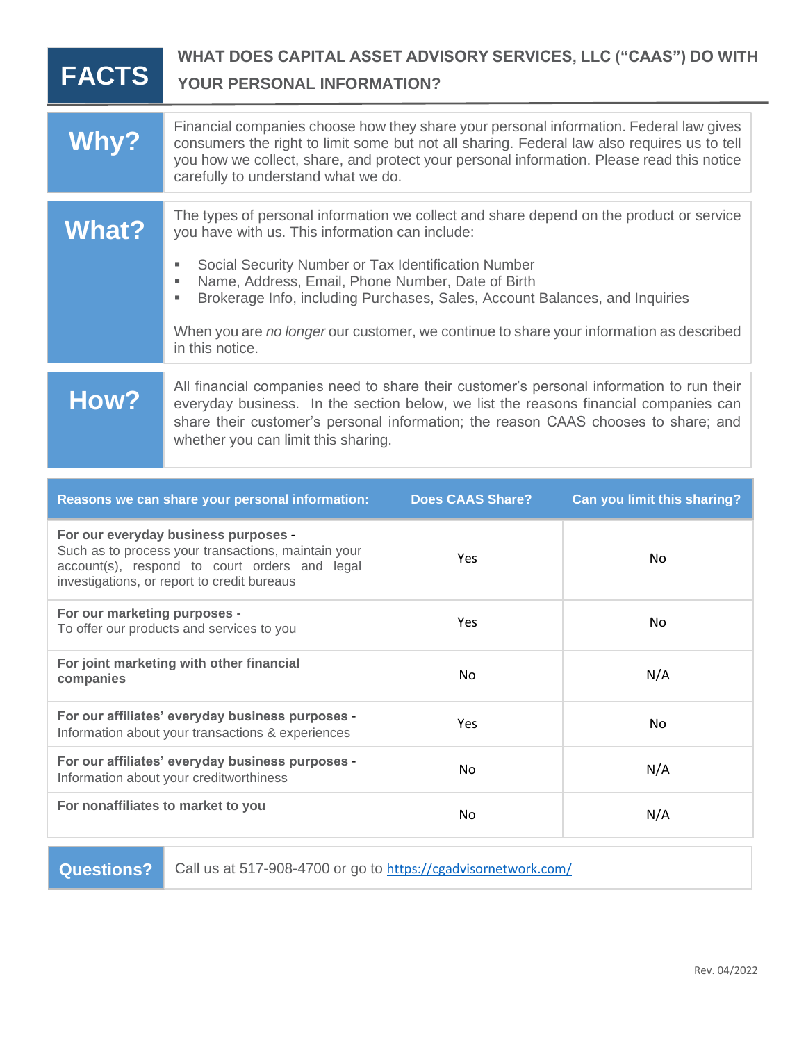# FACTS

## WHAT DOES CAPITAL ASSET ADVISORY SERVICES, LLC (“CAAS”) DO WITH YOUR PERSONAL INFORMATION?

| | |
|---|---|
| **Why?** | Financial companies choose how they share your personal information. Federal law gives consumers the right to limit some but not all sharing. Federal law also requires us to tell you how we collect, share, and protect your personal information. Please read this notice carefully to understand what we do. |
| **What?** | The types of personal information we collect and share depend on the product or service you have with us. This information can include:<br>▪ Social Security Number or Tax Identification Number<br>▪ Name, Address, Email, Phone Number, Date of Birth<br>▪ Brokerage Info, including Purchases, Sales, Account Balances, and Inquiries<br><br>When you are *no longer* our customer, we continue to share your information as described in this notice. |
| **How?** | All financial companies need to share their customer’s personal information to run their everyday business. In the section below, we list the reasons financial companies can share their customer’s personal information; the reason CAAS chooses to share; and whether you can limit this sharing. |

| Reasons we can share your personal information: | Does CAAS Share? | Can you limit this sharing? |
|---|---|---|
| **For our everyday business purposes -** Such as to process your transactions, maintain your account(s), respond to court orders and legal investigations, or report to credit bureaus | Yes | No |
| **For our marketing purposes -** To offer our products and services to you | Yes | No |
| **For joint marketing with other financial companies** | No | N/A |
| **For our affiliates’ everyday business purposes -** Information about your transactions & experiences | Yes | No |
| **For our affiliates’ everyday business purposes -** Information about your creditworthiness | No | N/A |
| **For nonaffiliates to market to you** | No | N/A |

| | |
|---|---|
| **Questions?** | Call us at 517-908-4700 or go to [https://cgadvisornetwork.com/](https://cgadvisornetwork.com/) |

Rev. 04/2022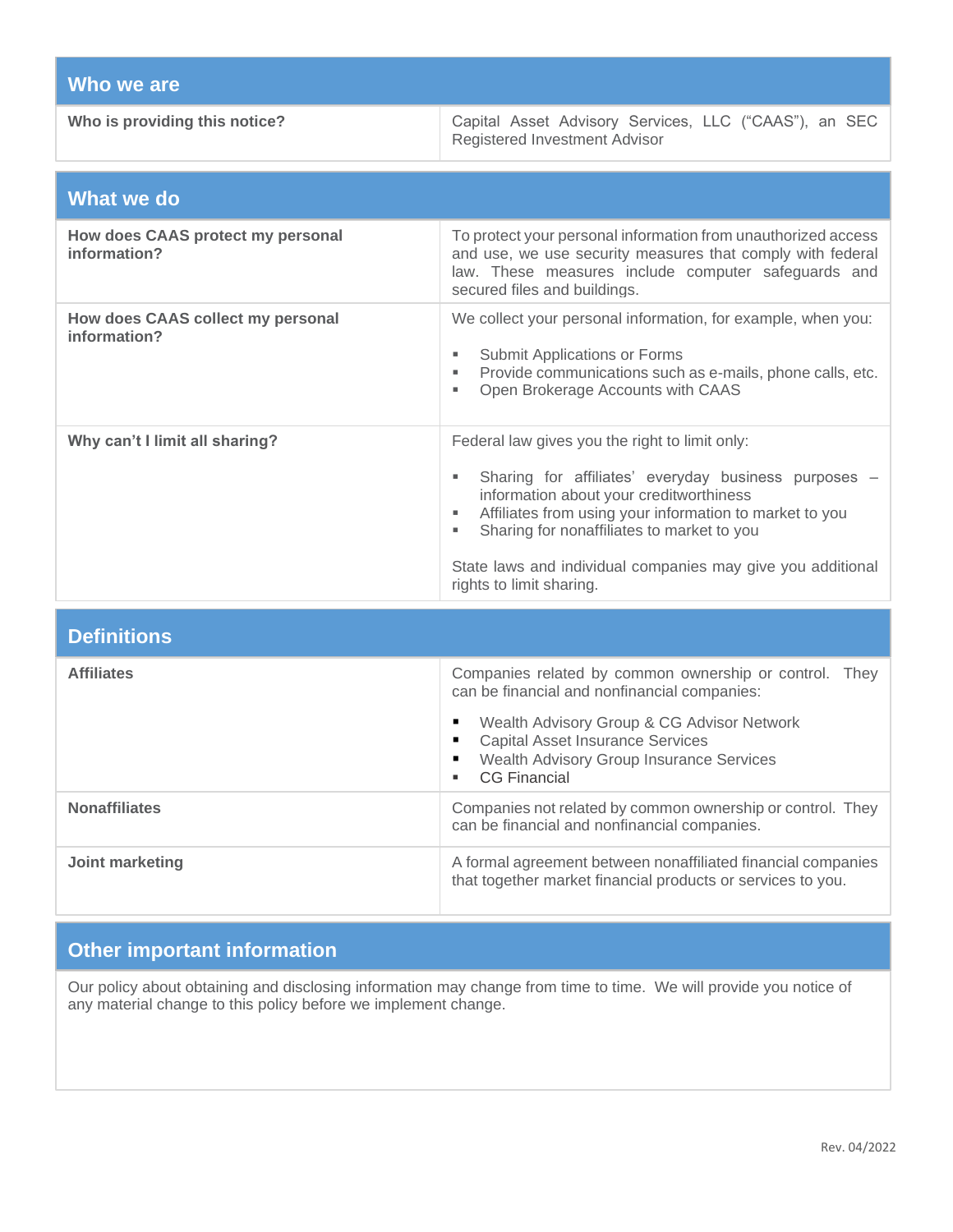| Who we are | |
|---|---|
| **Who is providing this notice?** | Capital Asset Advisory Services, LLC ("CAAS"), an SEC Registered Investment Advisor |

| What we do | |
|---|---|
| **How does CAAS protect my personal information?** | To protect your personal information from unauthorized access and use, we use security measures that comply with federal law. These measures include computer safeguards and secured files and buildings. |
| **How does CAAS collect my personal information?** | We collect your personal information, for example, when you:<br>▪ Submit Applications or Forms<br>▪ Provide communications such as e-mails, phone calls, etc.<br>▪ Open Brokerage Accounts with CAAS |
| **Why can't I limit all sharing?** | Federal law gives you the right to limit only:<br>▪ Sharing for affiliates' everyday business purposes – information about your creditworthiness<br>▪ Affiliates from using your information to market to you<br>▪ Sharing for nonaffiliates to market to you<br><br>State laws and individual companies may give you additional rights to limit sharing. |

| Definitions | |
|---|---|
| **Affiliates** | Companies related by common ownership or control. They can be financial and nonfinancial companies:<br>▪ Wealth Advisory Group & CG Advisor Network<br>▪ Capital Asset Insurance Services<br>▪ Wealth Advisory Group Insurance Services<br>▪ CG Financial |
| **Nonaffiliates** | Companies not related by common ownership or control. They can be financial and nonfinancial companies. |
| **Joint marketing** | A formal agreement between nonaffiliated financial companies that together market financial products or services to you. |

## Other important information

Our policy about obtaining and disclosing information may change from time to time. We will provide you notice of any material change to this policy before we implement change.

Rev. 04/2022